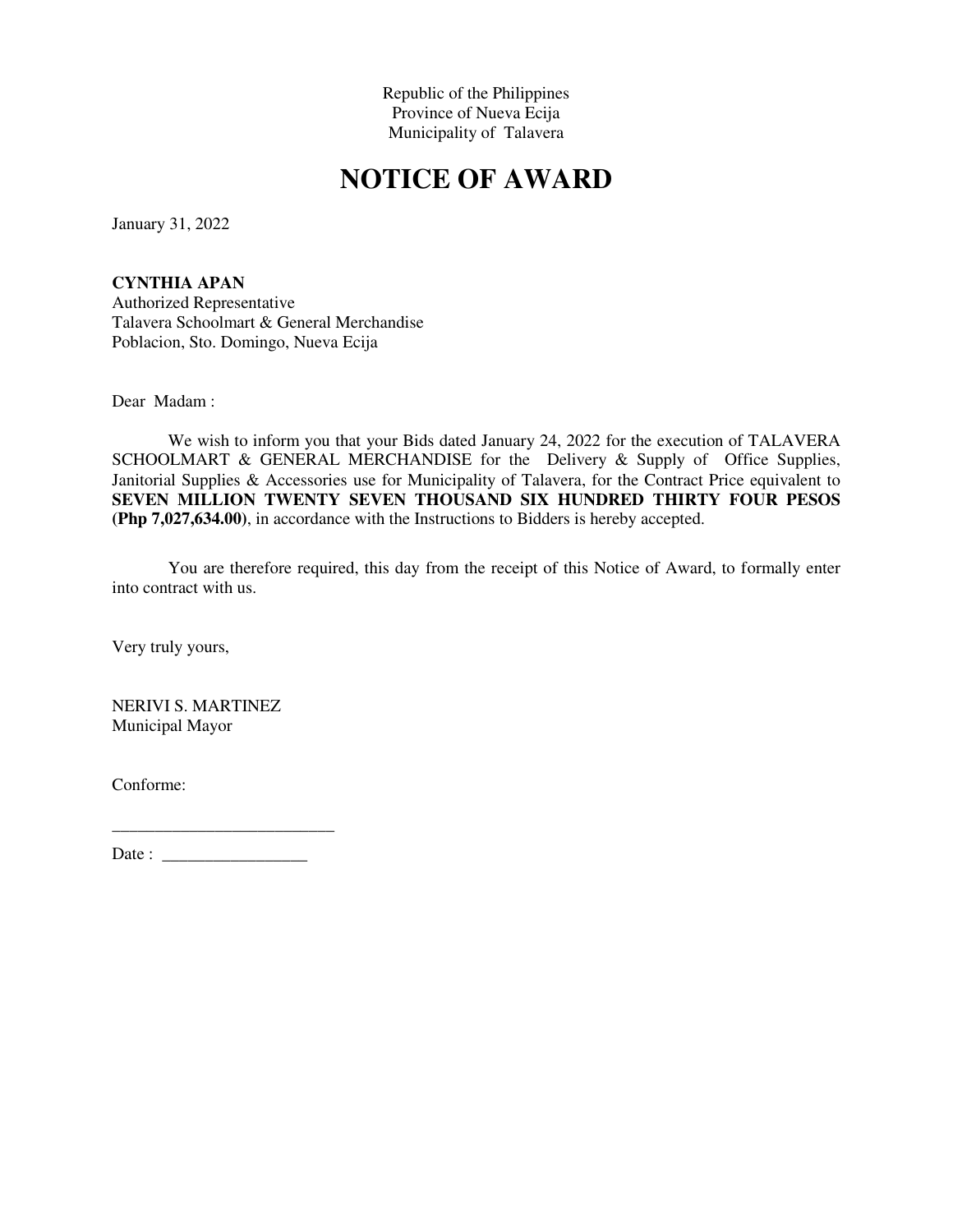Republic of the Philippines
Province of Nueva Ecija
Municipality of Talavera

# NOTICE OF AWARD

January 31, 2022

**CYNTHIA APAN**
Authorized Representative
Talavera Schoolmart & General Merchandise
Poblacion, Sto. Domingo, Nueva Ecija

Dear Madam :

We wish to inform you that your Bids dated January 24, 2022 for the execution of TALAVERA SCHOOLMART & GENERAL MERCHANDISE for the Delivery & Supply of Office Supplies, Janitorial Supplies & Accessories use for Municipality of Talavera, for the Contract Price equivalent to **SEVEN MILLION TWENTY SEVEN THOUSAND SIX HUNDRED THIRTY FOUR PESOS (Php 7,027,634.00)**, in accordance with the Instructions to Bidders is hereby accepted.

You are therefore required, this day from the receipt of this Notice of Award, to formally enter into contract with us.

Very truly yours,

NERIVI S. MARTINEZ
Municipal Mayor

Conforme:

__________________________

Date : _________________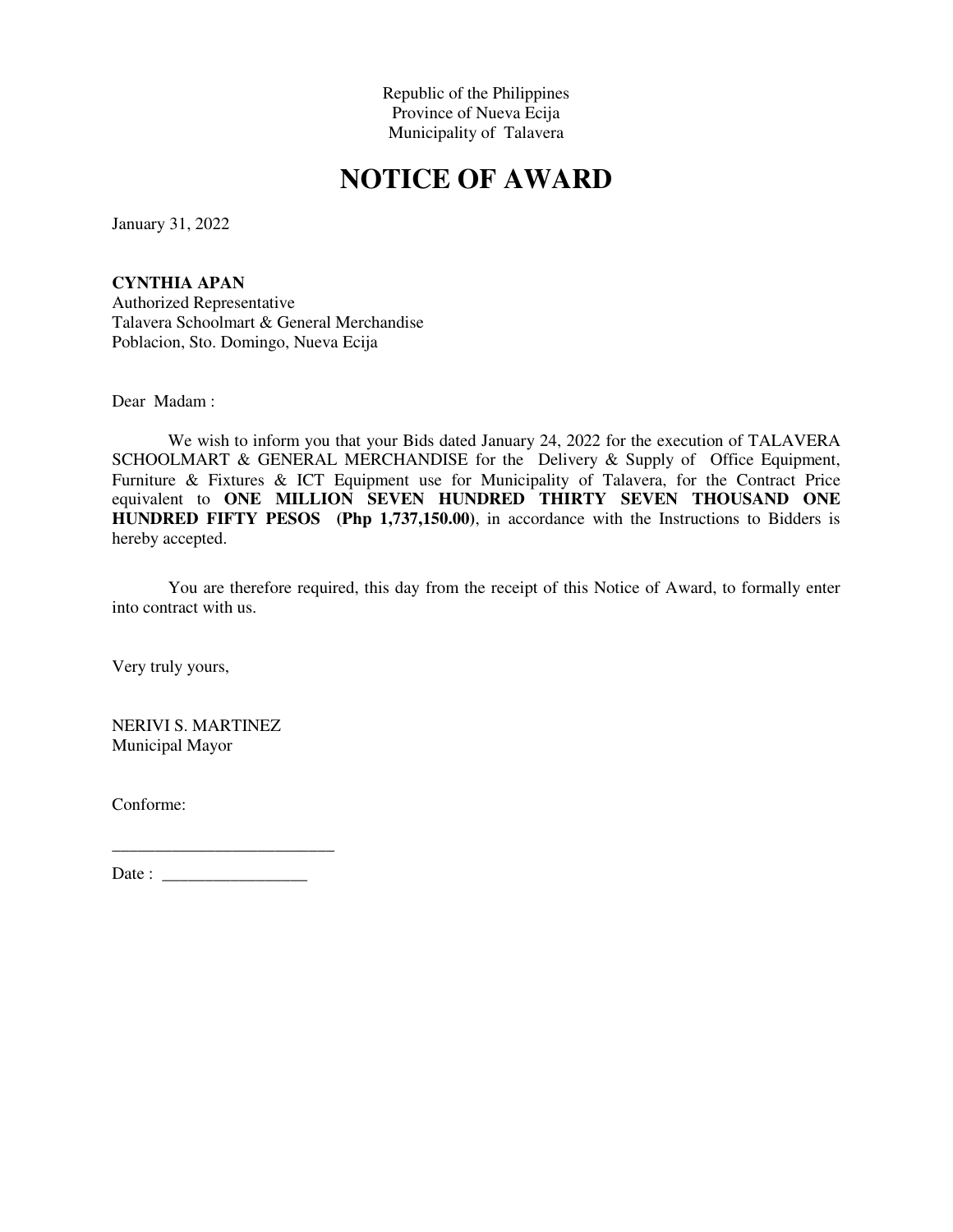Republic of the Philippines
Province of Nueva Ecija
Municipality of Talavera

# NOTICE OF AWARD

January 31, 2022

**CYNTHIA APAN**
Authorized Representative
Talavera Schoolmart & General Merchandise
Poblacion, Sto. Domingo, Nueva Ecija

Dear Madam :

We wish to inform you that your Bids dated January 24, 2022 for the execution of TALAVERA SCHOOLMART & GENERAL MERCHANDISE for the Delivery & Supply of Office Equipment, Furniture & Fixtures & ICT Equipment use for Municipality of Talavera, for the Contract Price equivalent to **ONE MILLION SEVEN HUNDRED THIRTY SEVEN THOUSAND ONE HUNDRED FIFTY PESOS (Php 1,737,150.00)**, in accordance with the Instructions to Bidders is hereby accepted.

You are therefore required, this day from the receipt of this Notice of Award, to formally enter into contract with us.

Very truly yours,

NERIVI S. MARTINEZ
Municipal Mayor

Conforme:

___________________________

Date : _________________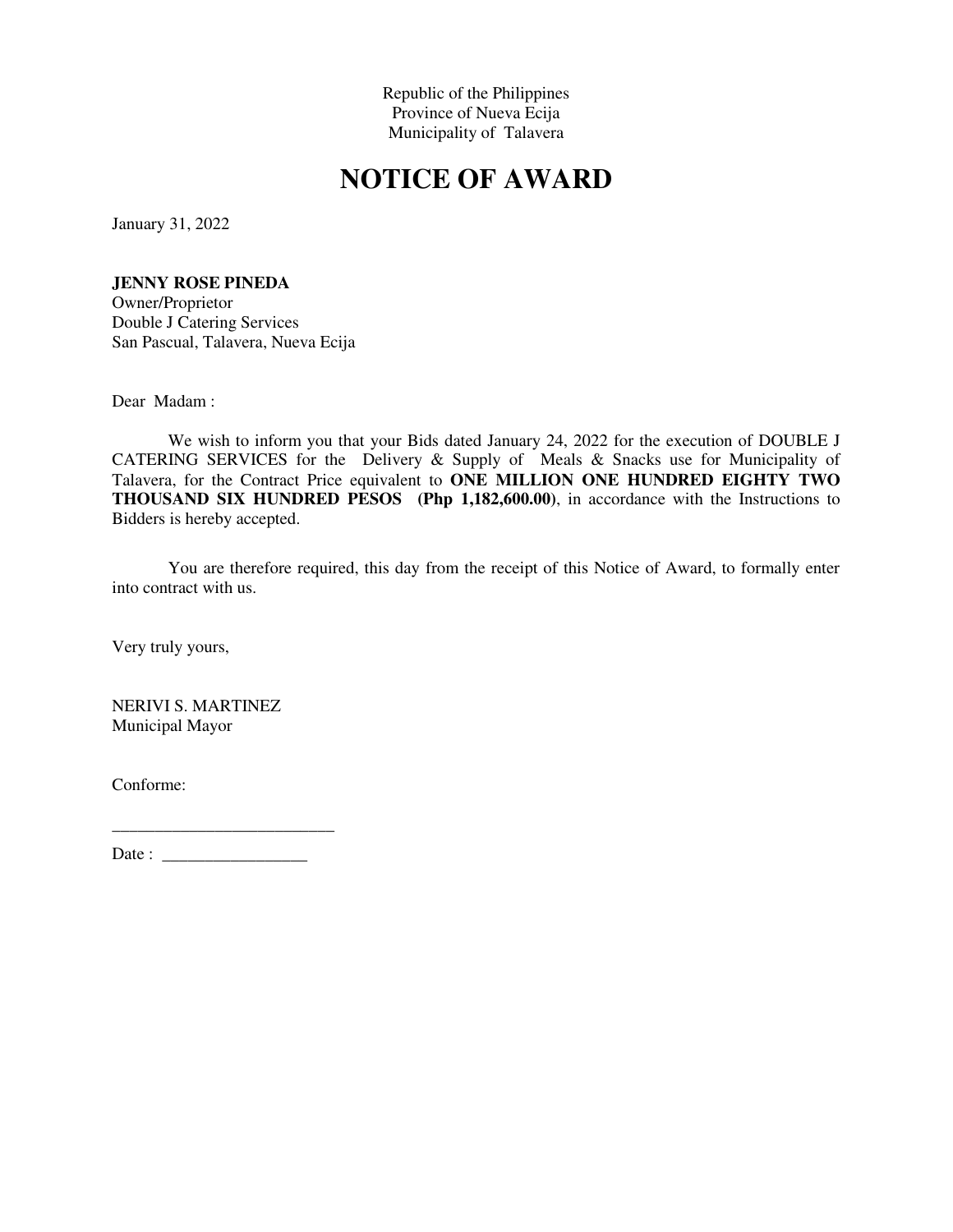Republic of the Philippines
Province of Nueva Ecija
Municipality of Talavera

# NOTICE OF AWARD

January 31, 2022

**JENNY ROSE PINEDA**
Owner/Proprietor
Double J Catering Services
San Pascual, Talavera, Nueva Ecija

Dear Madam :

We wish to inform you that your Bids dated January 24, 2022 for the execution of DOUBLE J CATERING SERVICES for the Delivery & Supply of Meals & Snacks use for Municipality of Talavera, for the Contract Price equivalent to **ONE MILLION ONE HUNDRED EIGHTY TWO THOUSAND SIX HUNDRED PESOS (Php 1,182,600.00)**, in accordance with the Instructions to Bidders is hereby accepted.

You are therefore required, this day from the receipt of this Notice of Award, to formally enter into contract with us.

Very truly yours,

NERIVI S. MARTINEZ
Municipal Mayor

Conforme:

__________________________

Date : _________________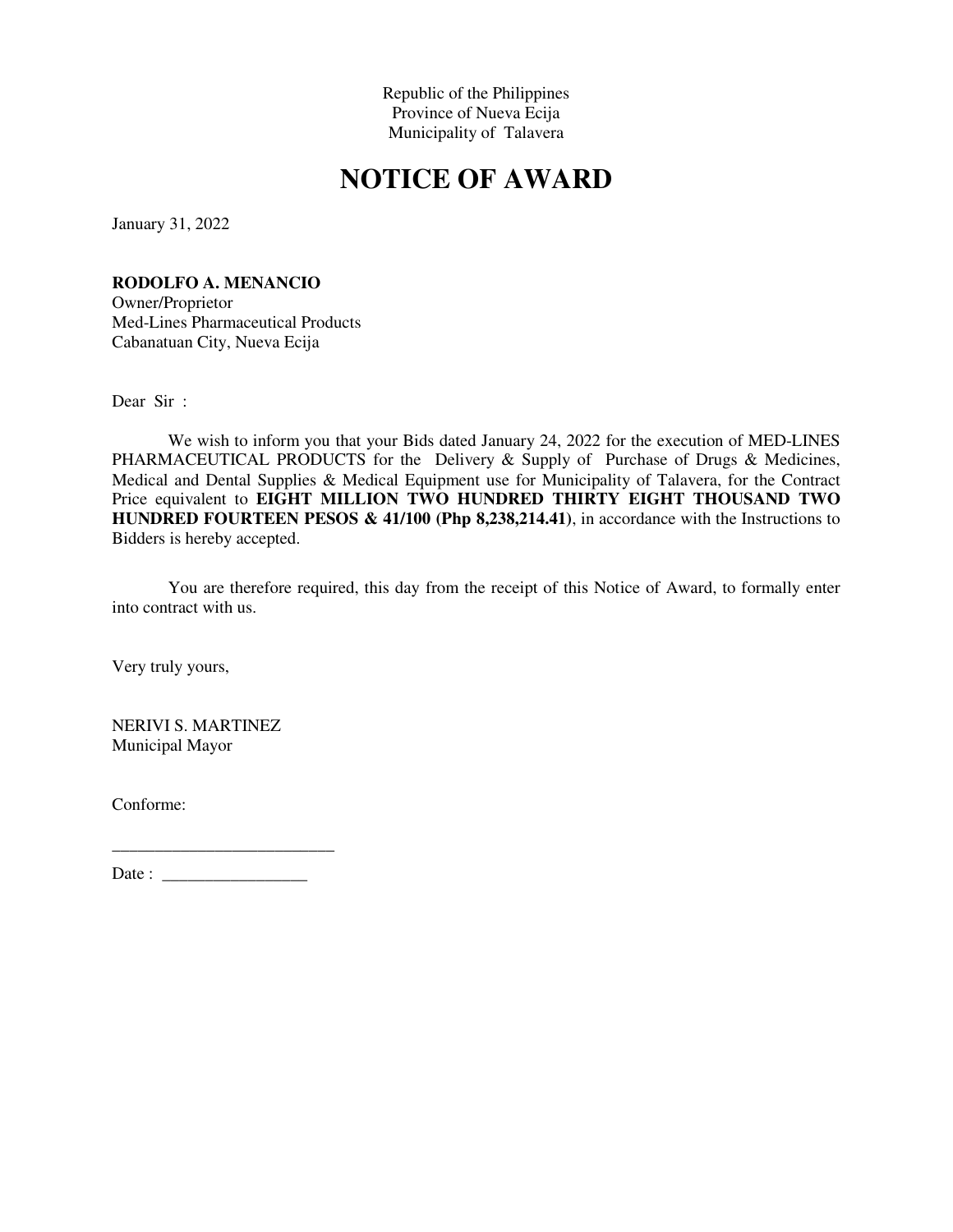Republic of the Philippines
Province of Nueva Ecija
Municipality of Talavera

# NOTICE OF AWARD

January 31, 2022

**RODOLFO A. MENANCIO**
Owner/Proprietor
Med-Lines Pharmaceutical Products
Cabanatuan City, Nueva Ecija

Dear Sir :

We wish to inform you that your Bids dated January 24, 2022 for the execution of MED-LINES PHARMACEUTICAL PRODUCTS for the Delivery & Supply of Purchase of Drugs & Medicines, Medical and Dental Supplies & Medical Equipment use for Municipality of Talavera, for the Contract Price equivalent to **EIGHT MILLION TWO HUNDRED THIRTY EIGHT THOUSAND TWO HUNDRED FOURTEEN PESOS & 41/100 (Php 8,238,214.41)**, in accordance with the Instructions to Bidders is hereby accepted.

You are therefore required, this day from the receipt of this Notice of Award, to formally enter into contract with us.

Very truly yours,

NERIVI S. MARTINEZ
Municipal Mayor

Conforme:

___________________________

Date : _________________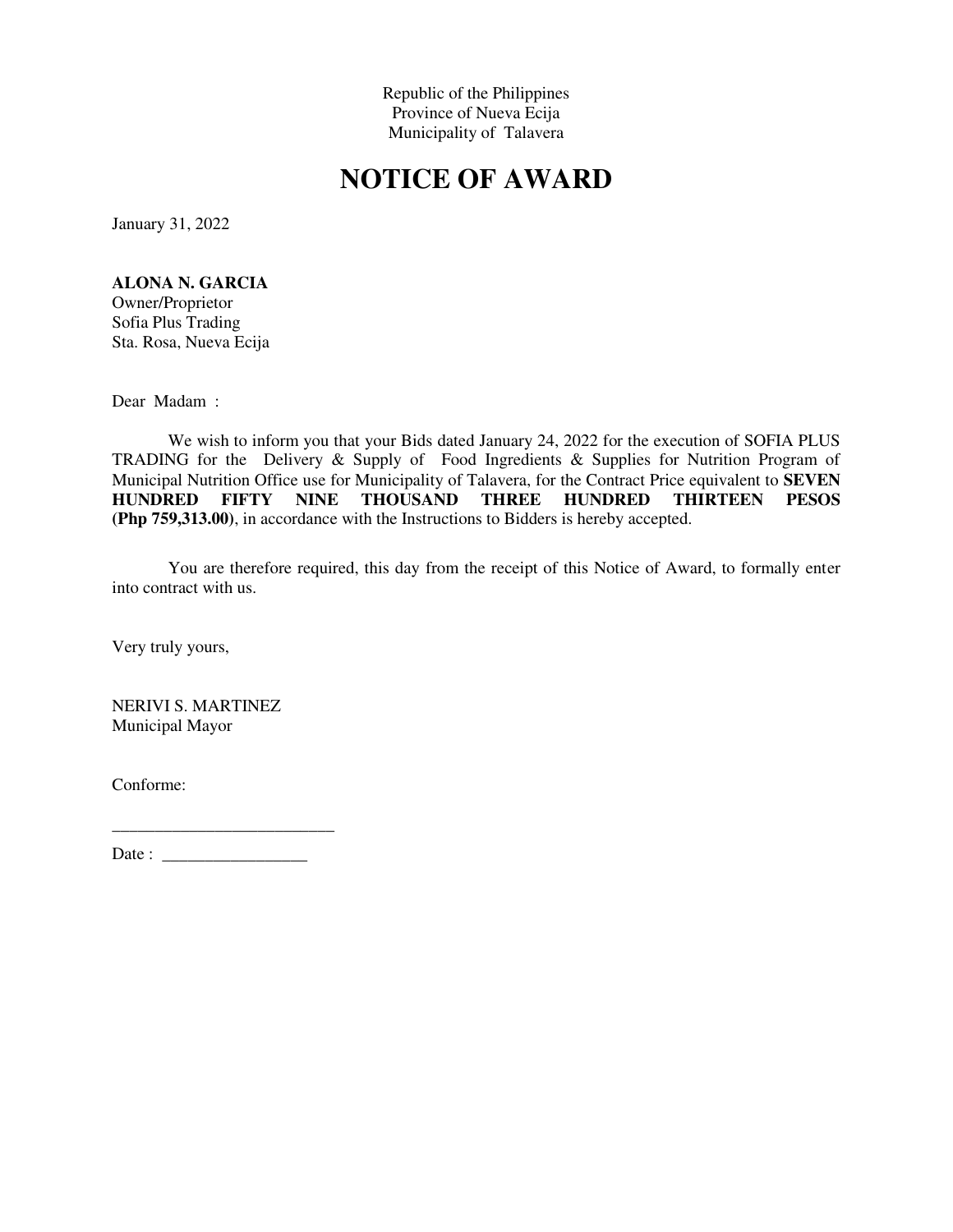Republic of the Philippines
Province of Nueva Ecija
Municipality of Talavera

# NOTICE OF AWARD

January 31, 2022

**ALONA N. GARCIA**
Owner/Proprietor
Sofia Plus Trading
Sta. Rosa, Nueva Ecija

Dear Madam :

We wish to inform you that your Bids dated January 24, 2022 for the execution of SOFIA PLUS TRADING for the Delivery & Supply of Food Ingredients & Supplies for Nutrition Program of Municipal Nutrition Office use for Municipality of Talavera, for the Contract Price equivalent to **SEVEN HUNDRED FIFTY NINE THOUSAND THREE HUNDRED THIRTEEN PESOS (Php 759,313.00)**, in accordance with the Instructions to Bidders is hereby accepted.

You are therefore required, this day from the receipt of this Notice of Award, to formally enter into contract with us.

Very truly yours,

NERIVI S. MARTINEZ
Municipal Mayor

Conforme:

__________________________

Date : _________________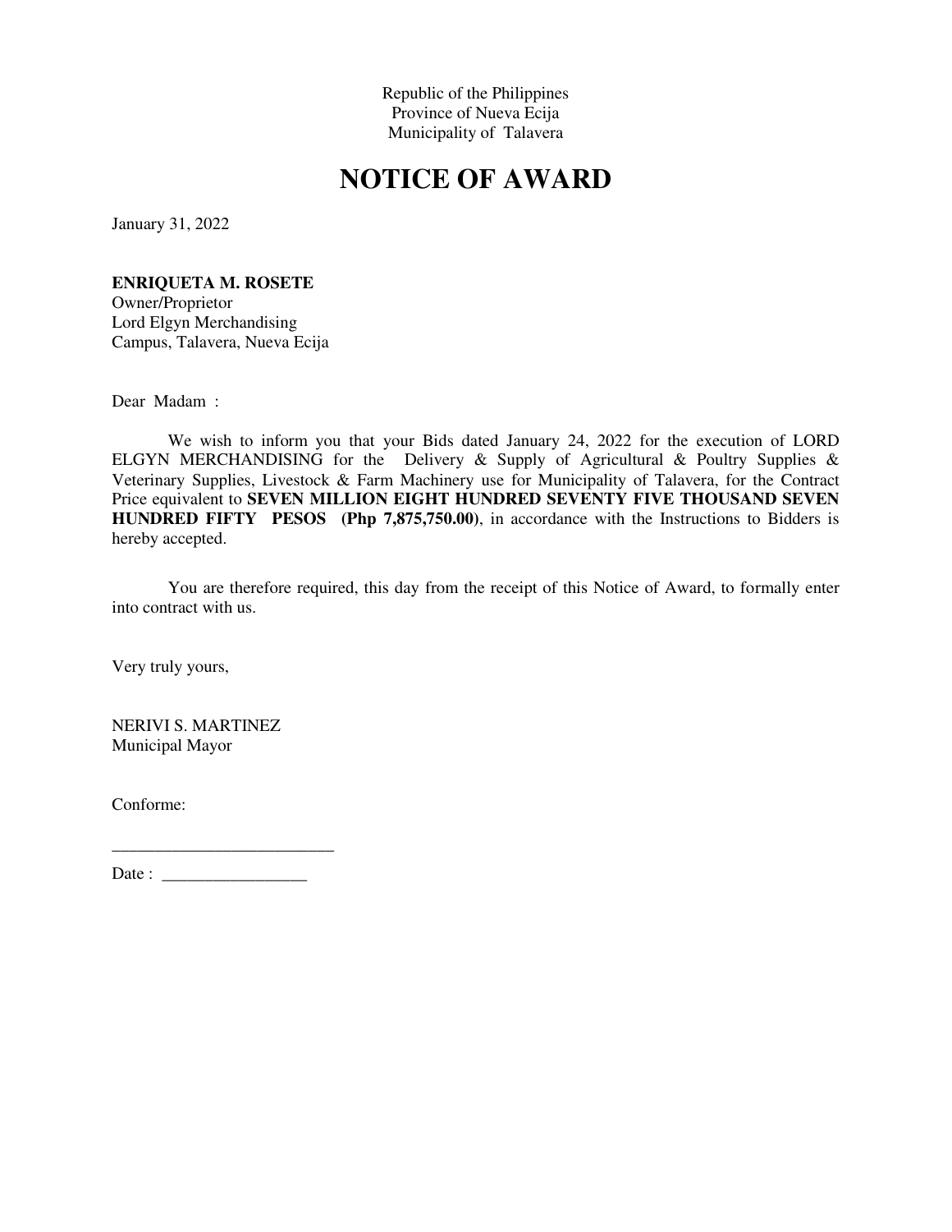Republic of the Philippines
Province of Nueva Ecija
Municipality of Talavera

# NOTICE OF AWARD

January 31, 2022

**ENRIQUETA M. ROSETE**
Owner/Proprietor
Lord Elgyn Merchandising
Campus, Talavera, Nueva Ecija

Dear Madam :

We wish to inform you that your Bids dated January 24, 2022 for the execution of LORD ELGYN MERCHANDISING for the Delivery & Supply of Agricultural & Poultry Supplies & Veterinary Supplies, Livestock & Farm Machinery use for Municipality of Talavera, for the Contract Price equivalent to **SEVEN MILLION EIGHT HUNDRED SEVENTY FIVE THOUSAND SEVEN HUNDRED FIFTY PESOS (Php 7,875,750.00)**, in accordance with the Instructions to Bidders is hereby accepted.

You are therefore required, this day from the receipt of this Notice of Award, to formally enter into contract with us.

Very truly yours,

NERIVI S. MARTINEZ
Municipal Mayor

Conforme:

___________________________

Date : _________________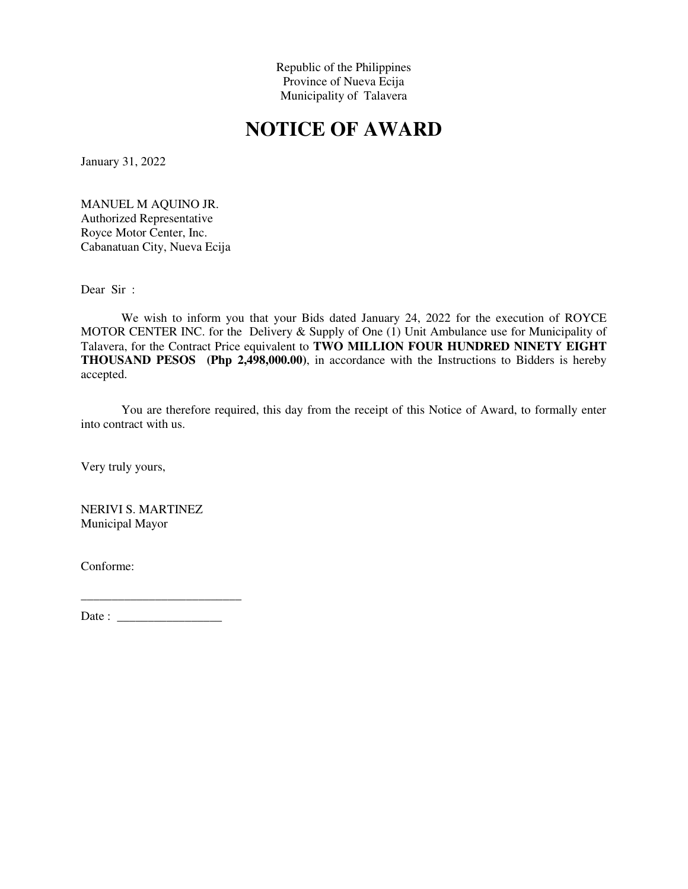Republic of the Philippines
Province of Nueva Ecija
Municipality of Talavera

# NOTICE OF AWARD

January 31, 2022

MANUEL M AQUINO JR.
Authorized Representative
Royce Motor Center, Inc.
Cabanatuan City, Nueva Ecija

Dear Sir :

We wish to inform you that your Bids dated January 24, 2022 for the execution of ROYCE MOTOR CENTER INC. for the Delivery & Supply of One (1) Unit Ambulance use for Municipality of Talavera, for the Contract Price equivalent to **TWO MILLION FOUR HUNDRED NINETY EIGHT THOUSAND PESOS (Php 2,498,000.00)**, in accordance with the Instructions to Bidders is hereby accepted.

You are therefore required, this day from the receipt of this Notice of Award, to formally enter into contract with us.

Very truly yours,

NERIVI S. MARTINEZ
Municipal Mayor

Conforme:

__________________________

Date : _________________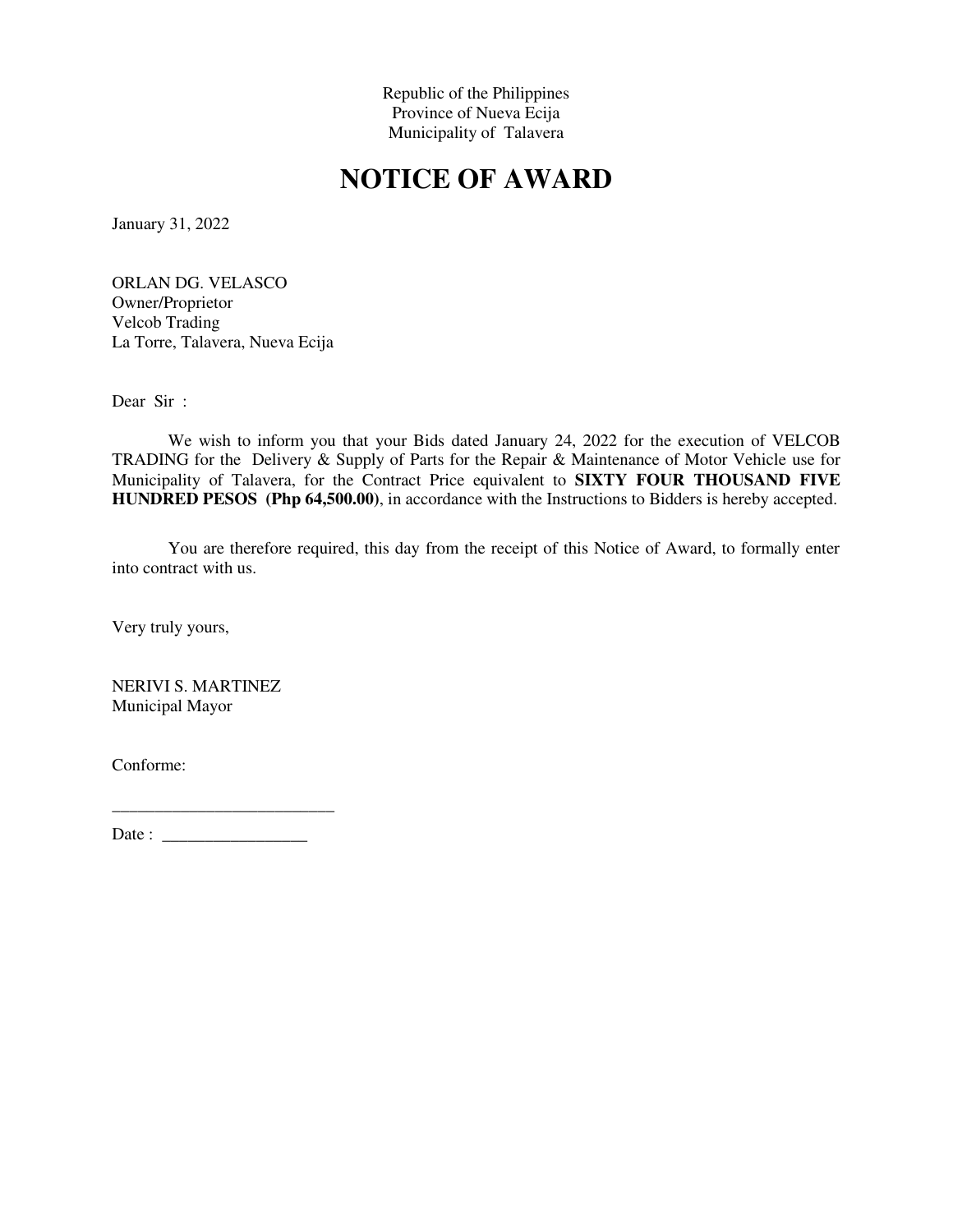Republic of the Philippines
Province of Nueva Ecija
Municipality of Talavera

# NOTICE OF AWARD

January 31, 2022

ORLAN DG. VELASCO
Owner/Proprietor
Velcob Trading
La Torre, Talavera, Nueva Ecija

Dear Sir :

We wish to inform you that your Bids dated January 24, 2022 for the execution of VELCOB TRADING for the Delivery & Supply of Parts for the Repair & Maintenance of Motor Vehicle use for Municipality of Talavera, for the Contract Price equivalent to **SIXTY FOUR THOUSAND FIVE HUNDRED PESOS (Php 64,500.00)**, in accordance with the Instructions to Bidders is hereby accepted.

You are therefore required, this day from the receipt of this Notice of Award, to formally enter into contract with us.

Very truly yours,

NERIVI S. MARTINEZ
Municipal Mayor

Conforme:

__________________________

Date : _________________